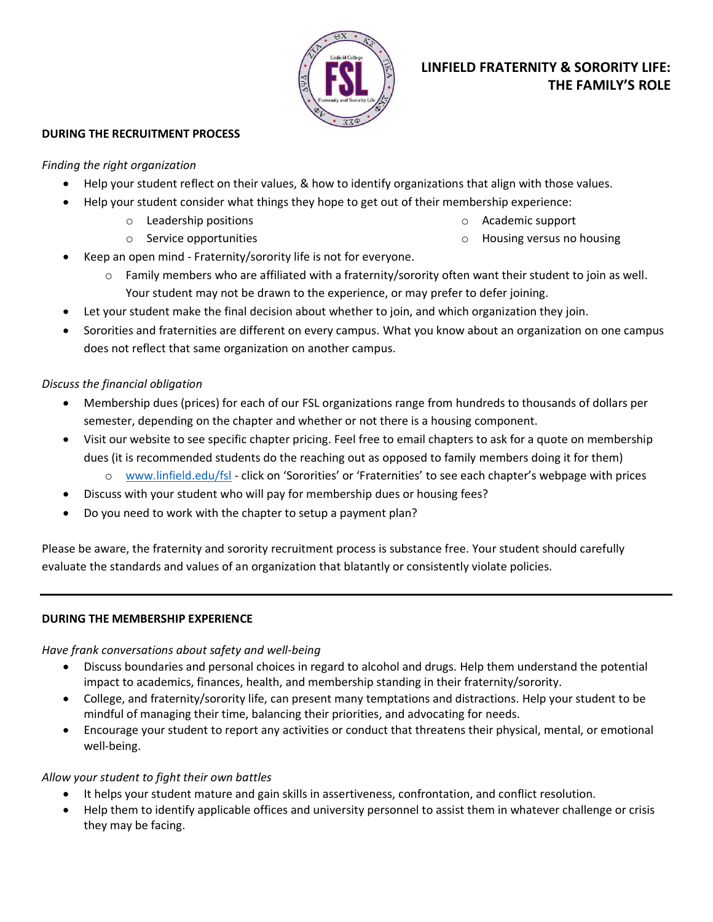# LINFIELD FRATERNITY & SORORITY LIFE: THE FAMILY'S ROLE

## DURING THE RECRUITMENT PROCESS

*Finding the right organization*

- Help your student reflect on their values, & how to identify organizations that align with those values.
- Help your student consider what things they hope to get out of their membership experience:
  - Leadership positions
  - Service opportunities
  - Academic support
  - Housing versus no housing
- Keep an open mind - Fraternity/sorority life is not for everyone.
  - Family members who are affiliated with a fraternity/sorority often want their student to join as well. Your student may not be drawn to the experience, or may prefer to defer joining.
- Let your student make the final decision about whether to join, and which organization they join.
- Sororities and fraternities are different on every campus. What you know about an organization on one campus does not reflect that same organization on another campus.

*Discuss the financial obligation*

- Membership dues (prices) for each of our FSL organizations range from hundreds to thousands of dollars per semester, depending on the chapter and whether or not there is a housing component.
- Visit our website to see specific chapter pricing. Feel free to email chapters to ask for a quote on membership dues (it is recommended students do the reaching out as opposed to family members doing it for them)
  - [www.linfield.edu/fsl](www.linfield.edu/fsl) - click on 'Sororities' or 'Fraternities' to see each chapter's webpage with prices
- Discuss with your student who will pay for membership dues or housing fees?
- Do you need to work with the chapter to setup a payment plan?

Please be aware, the fraternity and sorority recruitment process is substance free. Your student should carefully evaluate the standards and values of an organization that blatantly or consistently violate policies.

---

## DURING THE MEMBERSHIP EXPERIENCE

*Have frank conversations about safety and well-being*

- Discuss boundaries and personal choices in regard to alcohol and drugs. Help them understand the potential impact to academics, finances, health, and membership standing in their fraternity/sorority.
- College, and fraternity/sorority life, can present many temptations and distractions. Help your student to be mindful of managing their time, balancing their priorities, and advocating for needs.
- Encourage your student to report any activities or conduct that threatens their physical, mental, or emotional well-being.

*Allow your student to fight their own battles*

- It helps your student mature and gain skills in assertiveness, confrontation, and conflict resolution.
- Help them to identify applicable offices and university personnel to assist them in whatever challenge or crisis they may be facing.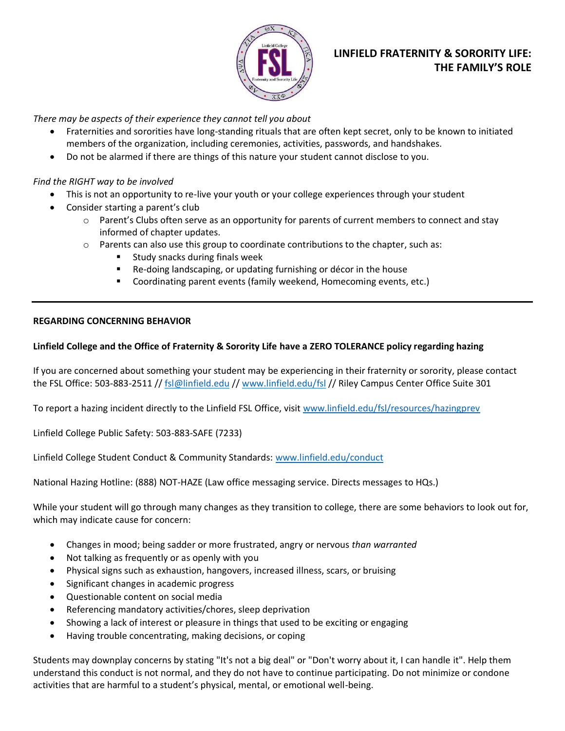## LINFIELD FRATERNITY & SORORITY LIFE: THE FAMILY'S ROLE

*There may be aspects of their experience they cannot tell you about*

- Fraternities and sororities have long-standing rituals that are often kept secret, only to be known to initiated members of the organization, including ceremonies, activities, passwords, and handshakes.
- Do not be alarmed if there are things of this nature your student cannot disclose to you.

*Find the RIGHT way to be involved*

- This is not an opportunity to re-live your youth or your college experiences through your student
- Consider starting a parent's club
  - Parent's Clubs often serve as an opportunity for parents of current members to connect and stay informed of chapter updates.
  - Parents can also use this group to coordinate contributions to the chapter, such as:
    - Study snacks during finals week
    - Re-doing landscaping, or updating furnishing or décor in the house
    - Coordinating parent events (family weekend, Homecoming events, etc.)

---

**REGARDING CONCERNING BEHAVIOR**

**Linfield College and the Office of Fraternity & Sorority Life have a ZERO TOLERANCE policy regarding hazing**

If you are concerned about something your student may be experiencing in their fraternity or sorority, please contact the FSL Office: 503-883-2511 // fsl@linfield.edu // www.linfield.edu/fsl // Riley Campus Center Office Suite 301

To report a hazing incident directly to the Linfield FSL Office, visit www.linfield.edu/fsl/resources/hazingprev

Linfield College Public Safety: 503-883-SAFE (7233)

Linfield College Student Conduct & Community Standards: www.linfield.edu/conduct

National Hazing Hotline: (888) NOT-HAZE (Law office messaging service. Directs messages to HQs.)

While your student will go through many changes as they transition to college, there are some behaviors to look out for, which may indicate cause for concern:

- Changes in mood; being sadder or more frustrated, angry or nervous *than warranted*
- Not talking as frequently or as openly with you
- Physical signs such as exhaustion, hangovers, increased illness, scars, or bruising
- Significant changes in academic progress
- Questionable content on social media
- Referencing mandatory activities/chores, sleep deprivation
- Showing a lack of interest or pleasure in things that used to be exciting or engaging
- Having trouble concentrating, making decisions, or coping

Students may downplay concerns by stating "It's not a big deal" or "Don't worry about it, I can handle it". Help them understand this conduct is not normal, and they do not have to continue participating. Do not minimize or condone activities that are harmful to a student's physical, mental, or emotional well-being.